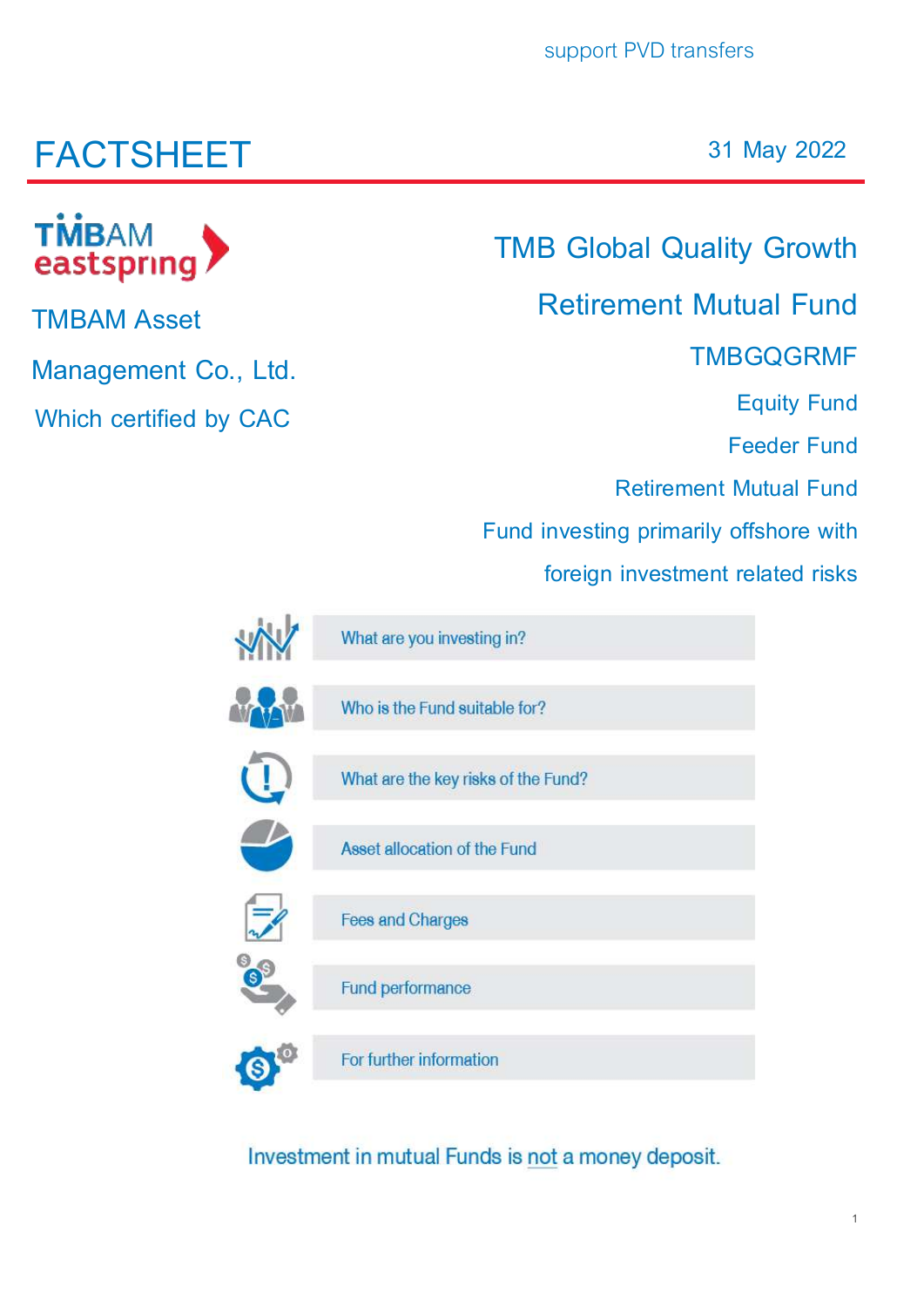support PVD transfers

# FACTSHEET

31 May 2022

TMBAM Asset Management Co., Ltd.

Which certified by CAC

## TMB Global Quality Growth Retirement Mutual Fund

### TMBGQGRMF

Equity Fund

Feeder Fund

Retirement Mutual Fund

Fund investing primarily offshore with foreign investment related risks

- What are you investing in?
- Who is the Fund suitable for?
- What are the key risks of the Fund?
- Asset allocation of the Fund
- Fees and Charges
- Fund performance
- For further information

Investment in mutual Funds is not a money deposit.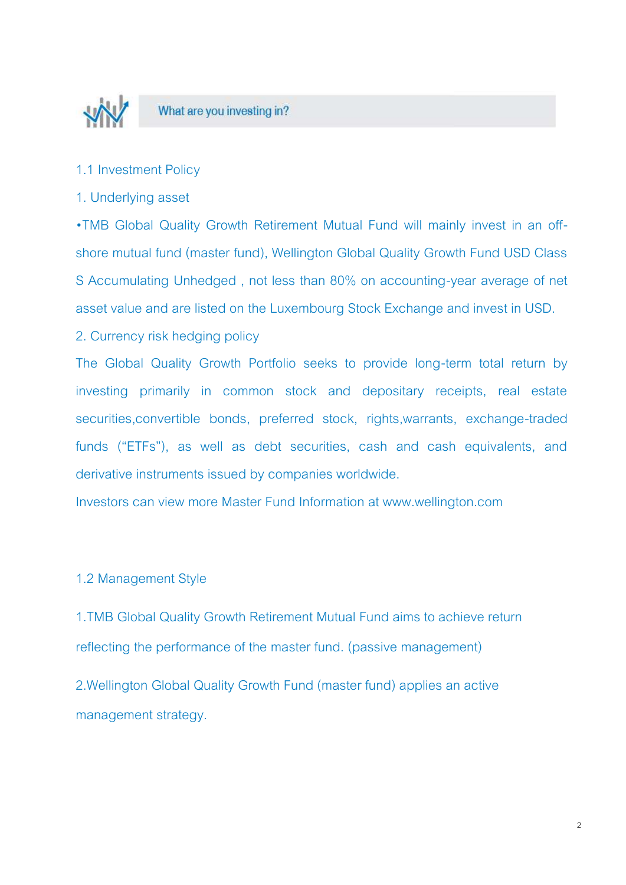## What are you investing in?

### 1.1 Investment Policy

1. Underlying asset

•TMB Global Quality Growth Retirement Mutual Fund will mainly invest in an off-shore mutual fund (master fund), Wellington Global Quality Growth Fund USD Class S Accumulating Unhedged , not less than 80% on accounting-year average of net asset value and are listed on the Luxembourg Stock Exchange and invest in USD.

2. Currency risk hedging policy

The Global Quality Growth Portfolio seeks to provide long-term total return by investing primarily in common stock and depositary receipts, real estate securities,convertible bonds, preferred stock, rights,warrants, exchange-traded funds ("ETFs"), as well as debt securities, cash and cash equivalents, and derivative instruments issued by companies worldwide.

Investors can view more Master Fund Information at www.wellington.com

### 1.2 Management Style

1.TMB Global Quality Growth Retirement Mutual Fund aims to achieve return reflecting the performance of the master fund. (passive management)

2.Wellington Global Quality Growth Fund (master fund) applies an active management strategy.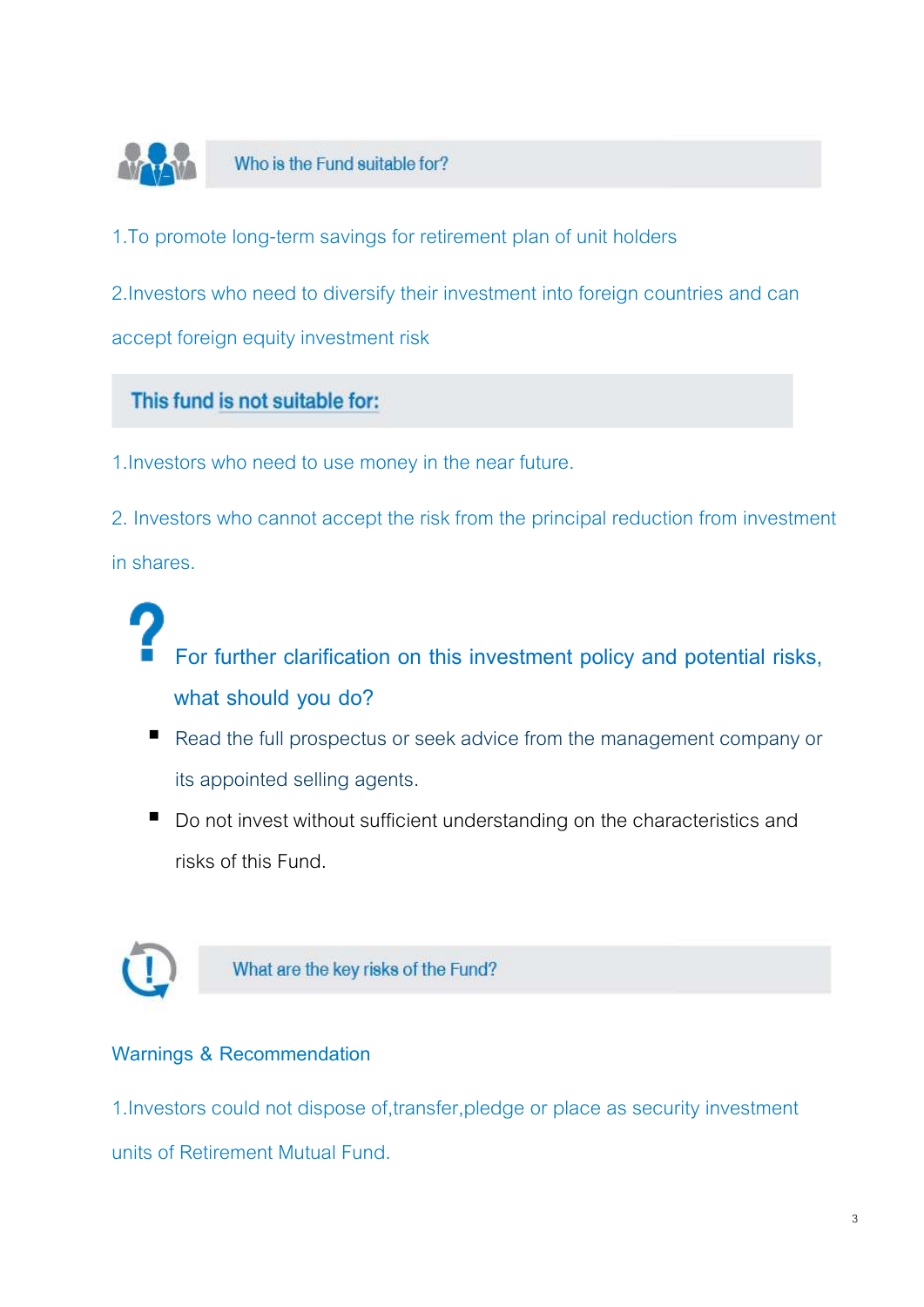## Who is the Fund suitable for?

1.To promote long-term savings for retirement plan of unit holders

2.Investors who need to diversify their investment into foreign countries and can accept foreign equity investment risk

## This fund is not suitable for:

1.Investors who need to use money in the near future.

2. Investors who cannot accept the risk from the principal reduction from investment in shares.

### For further clarification on this investment policy and potential risks, what should you do?

- Read the full prospectus or seek advice from the management company or its appointed selling agents.
- Do not invest without sufficient understanding on the characteristics and risks of this Fund.

## What are the key risks of the Fund?

### Warnings & Recommendation

1.Investors could not dispose of,transfer,pledge or place as security investment units of Retirement Mutual Fund.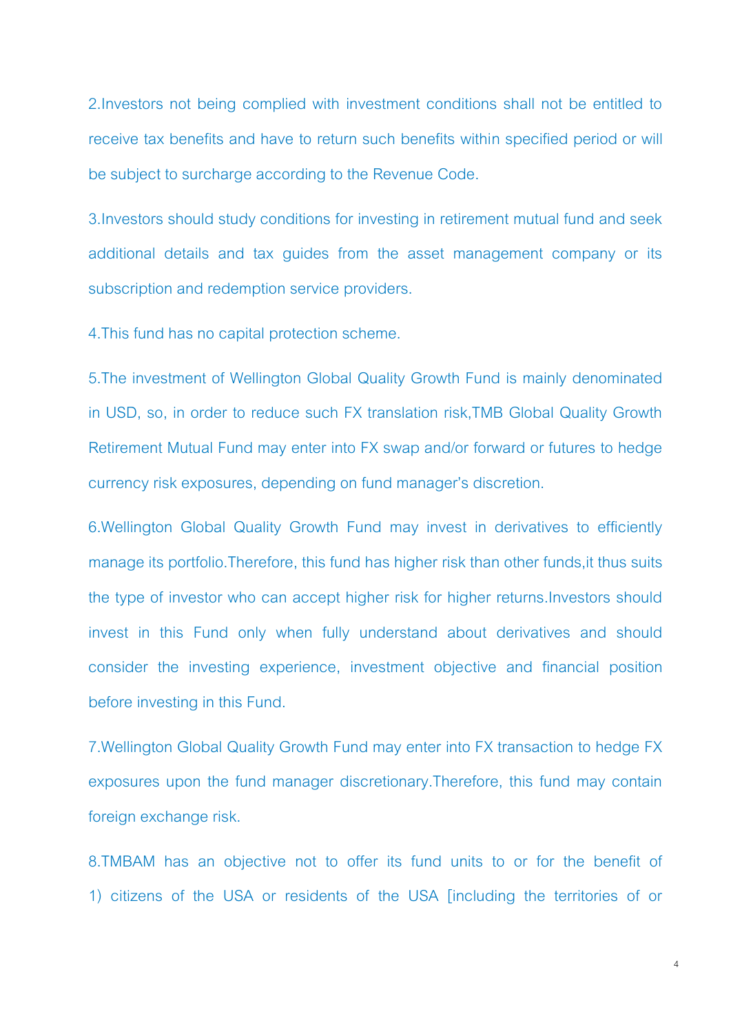2.Investors not being complied with investment conditions shall not be entitled to receive tax benefits and have to return such benefits within specified period or will be subject to surcharge according to the Revenue Code.

3.Investors should study conditions for investing in retirement mutual fund and seek additional details and tax guides from the asset management company or its subscription and redemption service providers.

4.This fund has no capital protection scheme.

5.The investment of Wellington Global Quality Growth Fund is mainly denominated in USD, so, in order to reduce such FX translation risk,TMB Global Quality Growth Retirement Mutual Fund may enter into FX swap and/or forward or futures to hedge currency risk exposures, depending on fund manager's discretion.

6.Wellington Global Quality Growth Fund may invest in derivatives to efficiently manage its portfolio.Therefore, this fund has higher risk than other funds,it thus suits the type of investor who can accept higher risk for higher returns.Investors should invest in this Fund only when fully understand about derivatives and should consider the investing experience, investment objective and financial position before investing in this Fund.

7.Wellington Global Quality Growth Fund may enter into FX transaction to hedge FX exposures upon the fund manager discretionary.Therefore, this fund may contain foreign exchange risk.

8.TMBAM has an objective not to offer its fund units to or for the benefit of 1) citizens of the USA or residents of the USA [including the territories of or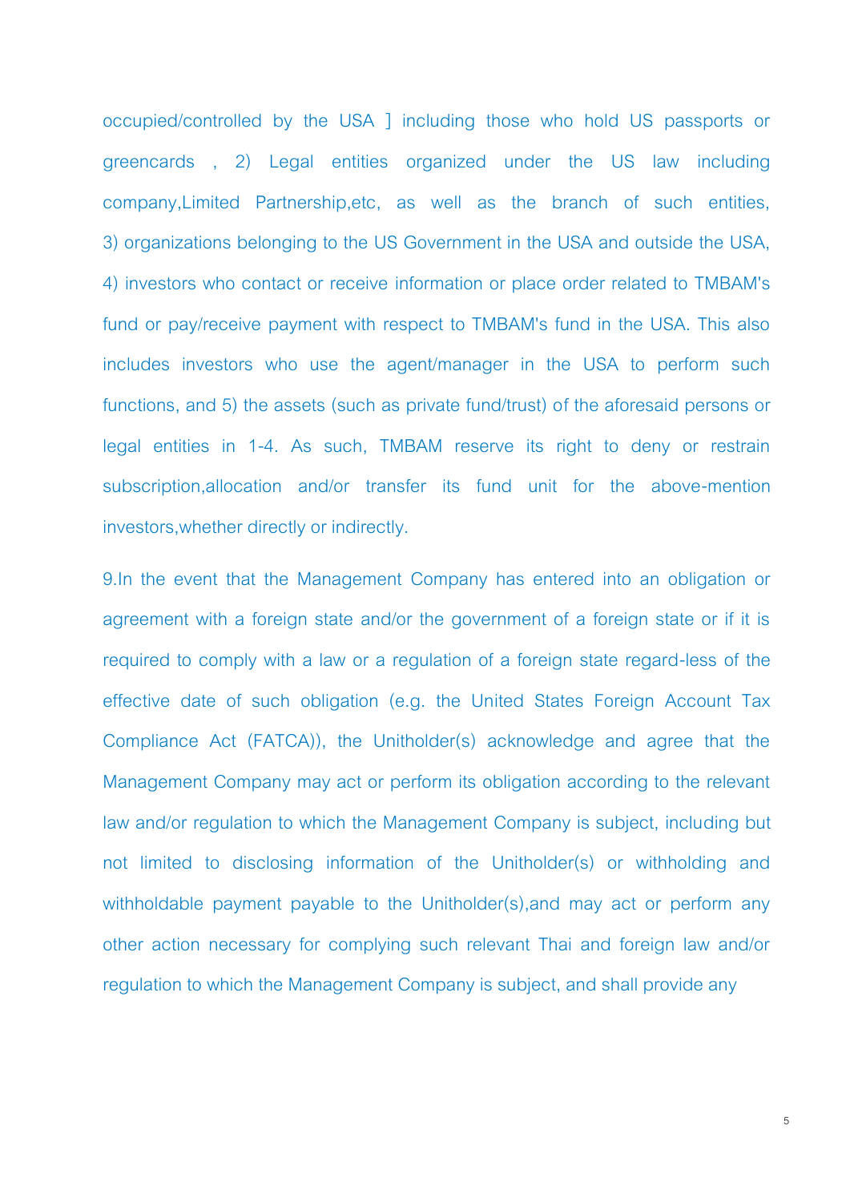occupied/controlled by the USA ] including those who hold US passports or greencards , 2) Legal entities organized under the US law including company,Limited Partnership,etc, as well as the branch of such entities, 3) organizations belonging to the US Government in the USA and outside the USA, 4) investors who contact or receive information or place order related to TMBAM's fund or pay/receive payment with respect to TMBAM's fund in the USA. This also includes investors who use the agent/manager in the USA to perform such functions, and 5) the assets (such as private fund/trust) of the aforesaid persons or legal entities in 1-4. As such, TMBAM reserve its right to deny or restrain subscription,allocation and/or transfer its fund unit for the above-mention investors,whether directly or indirectly.

9.In the event that the Management Company has entered into an obligation or agreement with a foreign state and/or the government of a foreign state or if it is required to comply with a law or a regulation of a foreign state regard-less of the effective date of such obligation (e.g. the United States Foreign Account Tax Compliance Act (FATCA)), the Unitholder(s) acknowledge and agree that the Management Company may act or perform its obligation according to the relevant law and/or regulation to which the Management Company is subject, including but not limited to disclosing information of the Unitholder(s) or withholding and withholdable payment payable to the Unitholder(s),and may act or perform any other action necessary for complying such relevant Thai and foreign law and/or regulation to which the Management Company is subject, and shall provide any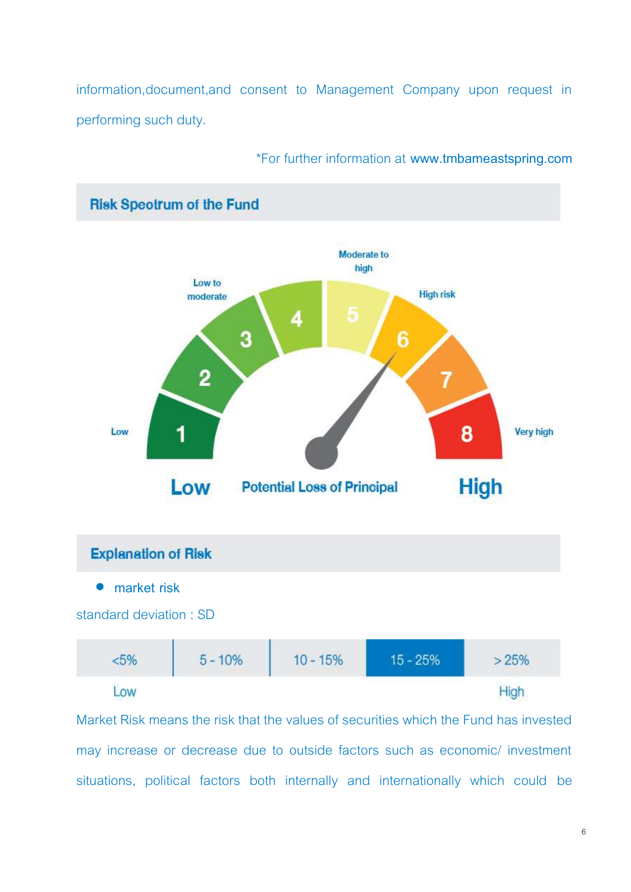information,document,and consent to Management Company upon request in performing such duty.

*For further information at **www.tmbameastspring.com**

## Risk Spectrum of the Fund

Low to moderate | Moderate to high | High risk

Low | 1 | 2 | 3 | 4 | 5 | 6 | 7 | 8 | Very high

**Low** — **Potential Loss of Principal** — **High**

## Explanation of Risk

- market risk

standard deviation : SD

| <5% | 5 - 10% | 10 - 15% | 15 - 25% | > 25% |
|---|---|---|---|---|
| Low | | | | High |

Market Risk means the risk that the values of securities which the Fund has invested may increase or decrease due to outside factors such as economic/ investment situations, political factors both internally and internationally which could be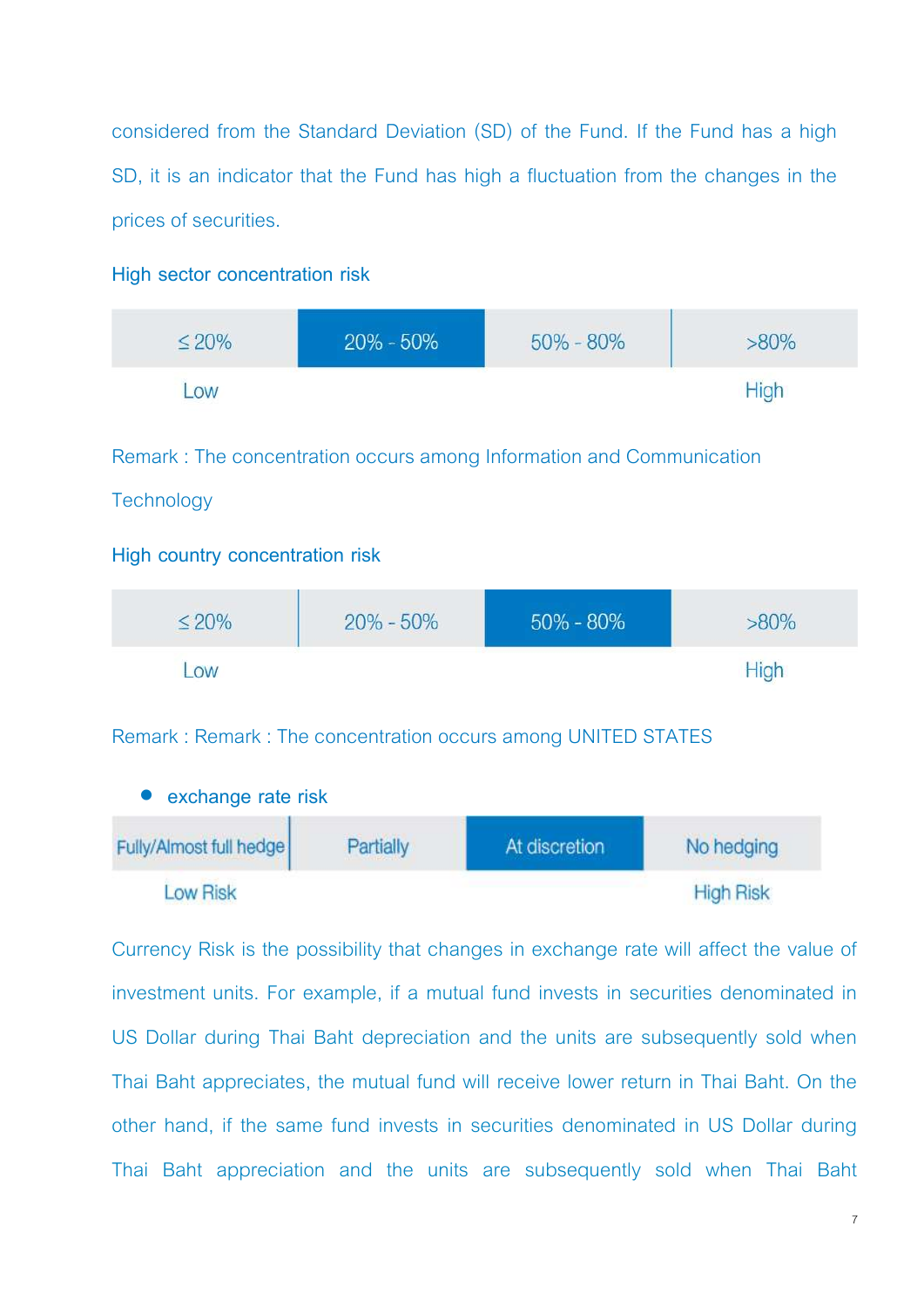considered from the Standard Deviation (SD) of the Fund. If the Fund has a high SD, it is an indicator that the Fund has high a fluctuation from the changes in the prices of securities.

### High sector concentration risk

| ≤ 20% | **20% - 50%** | 50% - 80% | >80% |
|---|---|---|---|
| Low | | | High |

Remark : The concentration occurs among Information and Communication Technology

### High country concentration risk

| ≤ 20% | 20% - 50% | **50% - 80%** | >80% |
|---|---|---|---|
| Low | | | High |

Remark : Remark : The concentration occurs among UNITED STATES

- exchange rate risk

| Fully/Almost full hedge | Partially | **At discretion** | No hedging |
|---|---|---|---|
| Low Risk | | | High Risk |

Currency Risk is the possibility that changes in exchange rate will affect the value of investment units. For example, if a mutual fund invests in securities denominated in US Dollar during Thai Baht depreciation and the units are subsequently sold when Thai Baht appreciates, the mutual fund will receive lower return in Thai Baht. On the other hand, if the same fund invests in securities denominated in US Dollar during Thai Baht appreciation and the units are subsequently sold when Thai Baht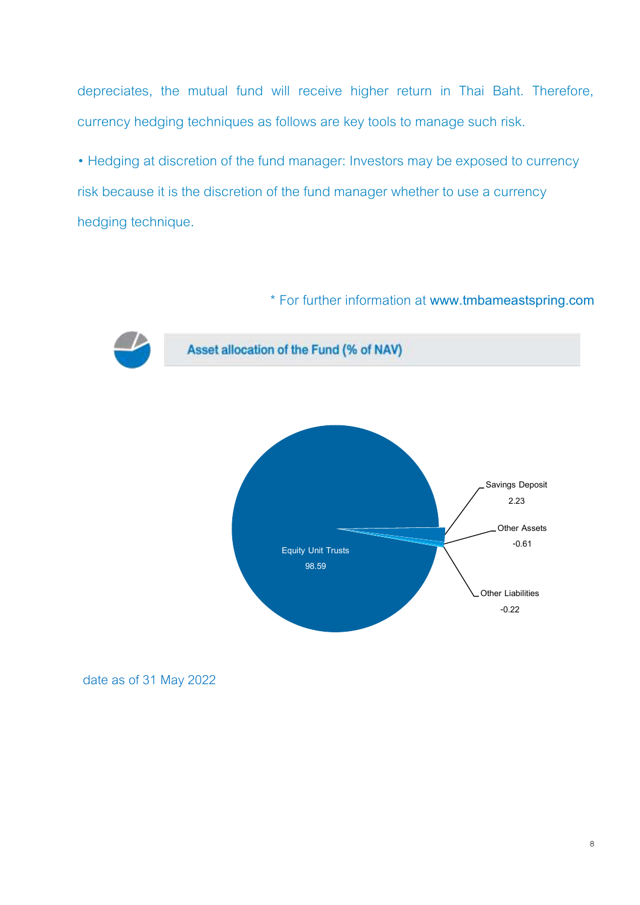depreciates, the mutual fund will receive higher return in Thai Baht. Therefore, currency hedging techniques as follows are key tools to manage such risk.

• Hedging at discretion of the fund manager: Investors may be exposed to currency risk because it is the discretion of the fund manager whether to use a currency hedging technique.

\* For further information at **www.tmbameastspring.com**

## Asset allocation of the Fund (% of NAV)

Equity Unit Trusts 98.59

Savings Deposit 2.23

Other Assets -0.61

Other Liabilities -0.22

date as of 31 May 2022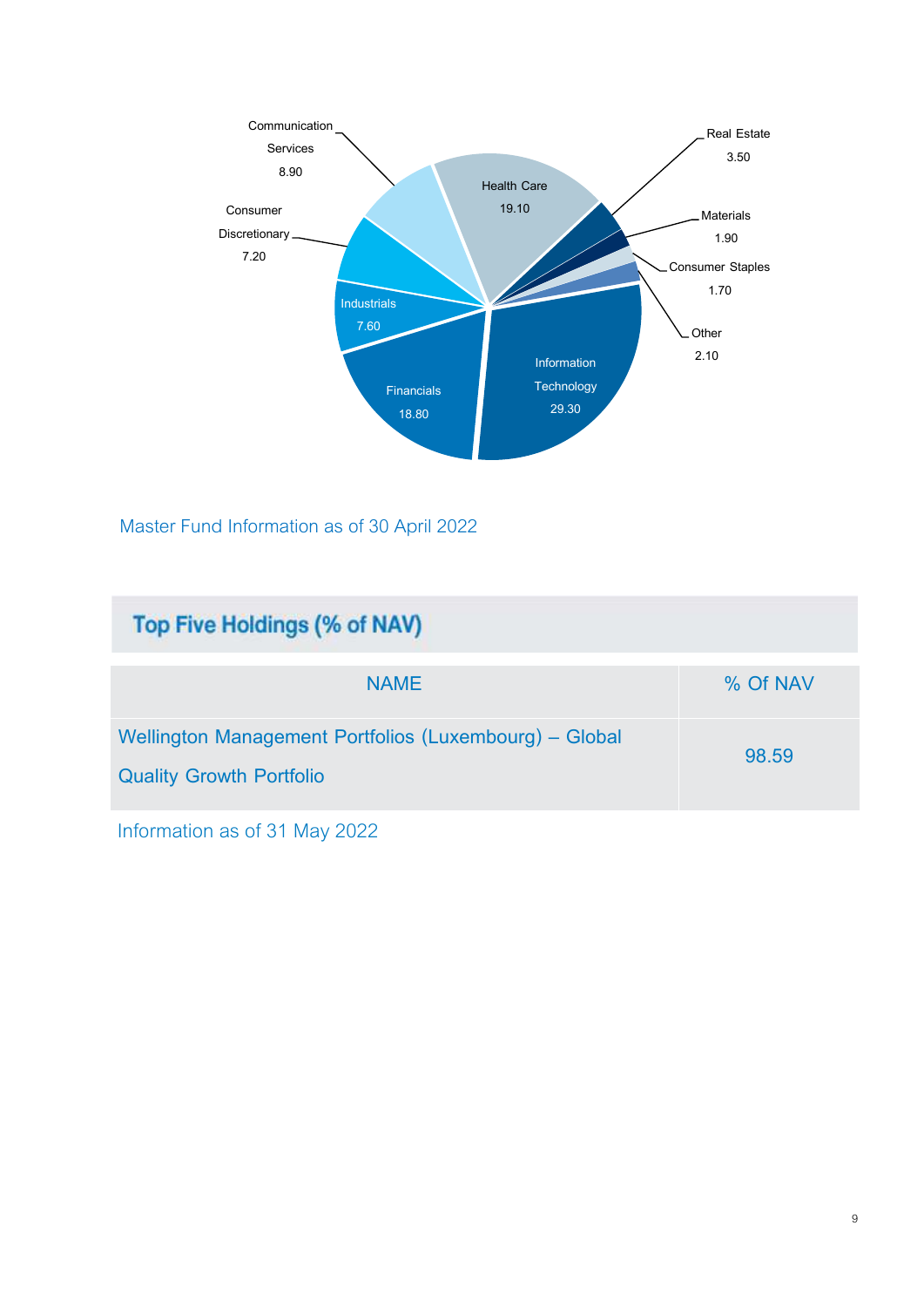| Sector | % |
|---|---|
| Information Technology | 29.30 |
| Health Care | 19.10 |
| Financials | 18.80 |
| Communication Services | 8.90 |
| Industrials | 7.60 |
| Consumer Discretionary | 7.20 |
| Real Estate | 3.50 |
| Other | 2.10 |
| Materials | 1.90 |
| Consumer Staples | 1.70 |

Master Fund Information as of 30 April 2022

## Top Five Holdings (% of NAV)

| NAME | % Of NAV |
|---|---|
| Wellington Management Portfolios (Luxembourg) – Global Quality Growth Portfolio | 98.59 |

Information as of 31 May 2022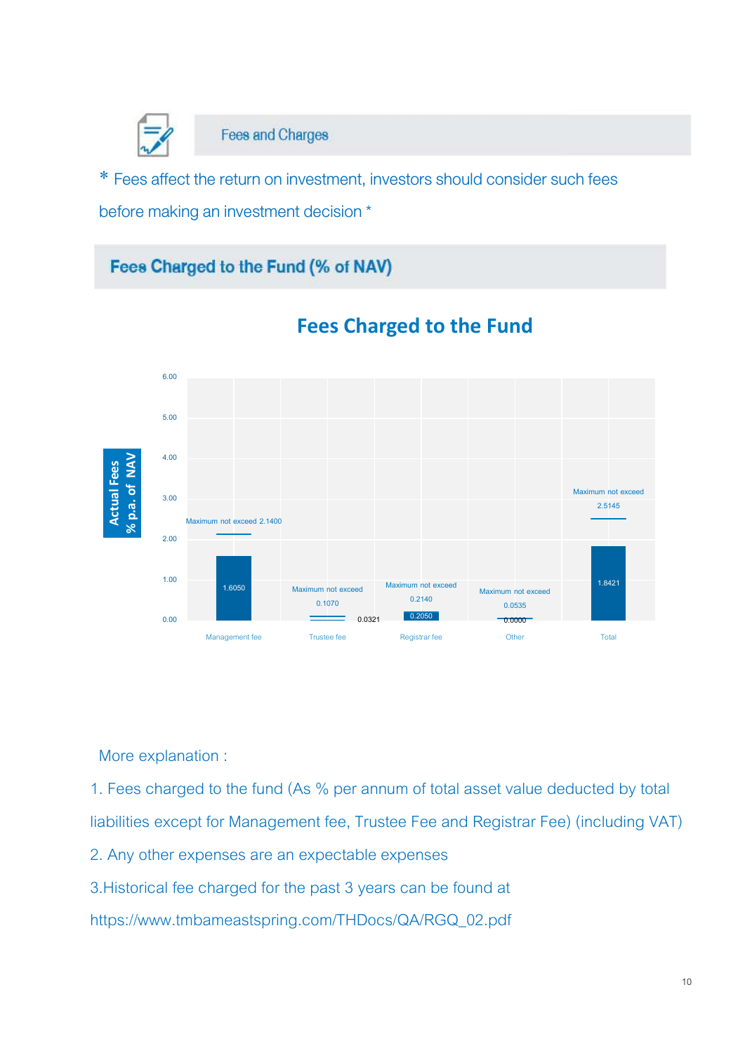## Fees and Charges

* Fees affect the return on investment, investors should consider such fees before making an investment decision *

### Fees Charged to the Fund (% of NAV)

**Fees Charged to the Fund**

| Actual Fees % p.a. of NAV | Management fee | Trustee fee | Registrar fee | Other | Total |
|---|---|---|---|---|---|
| Maximum not exceed | 2.1400 | 0.1070 | 0.2140 | 0.0535 | 2.5145 |
| Actual | 1.6050 | 0.0321 | 0.2050 | 0.0000 | 1.8421 |

More explanation :

1. Fees charged to the fund (As % per annum of total asset value deducted by total liabilities except for Management fee, Trustee Fee and Registrar Fee) (including VAT)
2. Any other expenses are an expectable expenses
3. Historical fee charged for the past 3 years can be found at https://www.tmbameastspring.com/THDocs/QA/RGQ_02.pdf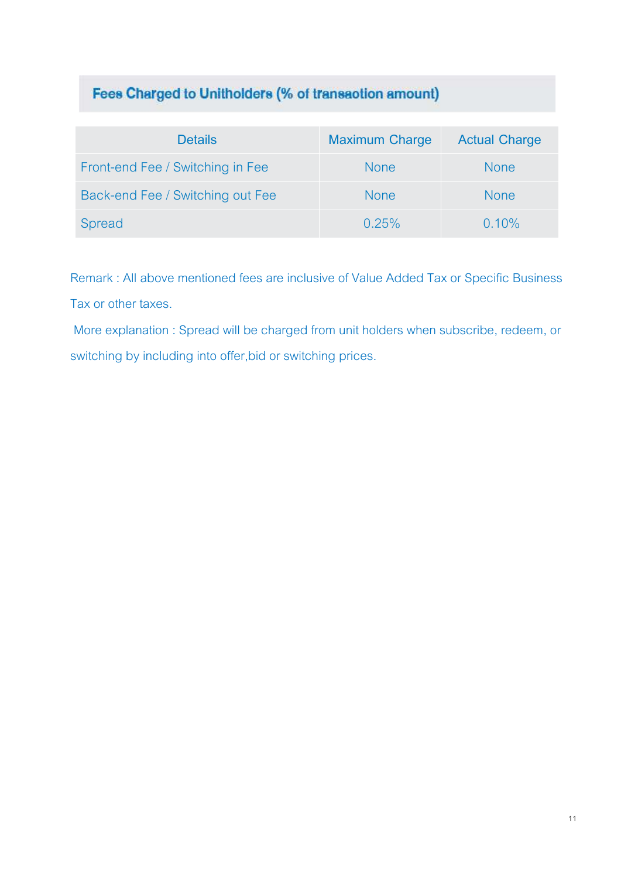## Fees Charged to Unitholders (% of transaction amount)

| Details | Maximum Charge | Actual Charge |
|---|---|---|
| Front-end Fee / Switching in Fee | None | None |
| Back-end Fee / Switching out Fee | None | None |
| Spread | 0.25% | 0.10% |

Remark : All above mentioned fees are inclusive of Value Added Tax or Specific Business Tax or other taxes.

More explanation : Spread will be charged from unit holders when subscribe, redeem, or switching by including into offer,bid or switching prices.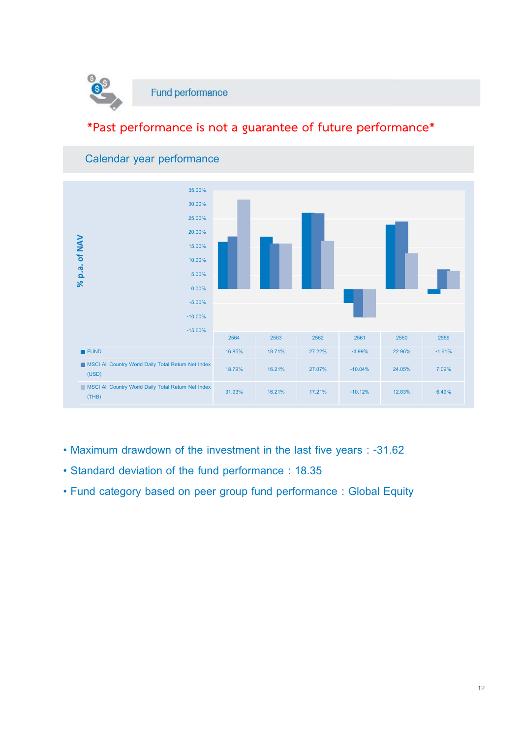## Fund performance

*Past performance is not a guarantee of future performance*

### Calendar year performance

| | 2564 | 2563 | 2562 | 2561 | 2560 | 2559 |
|---|---|---|---|---|---|---|
| FUND | 16.85% | 18.71% | 27.22% | -4.99% | 22.96% | -1.61% |
| MSCI All Country World Daily Total Return Net Index (USD) | 18.79% | 16.21% | 27.07% | -10.04% | 24.05% | 7.09% |
| MSCI All Country World Daily Total Return Net Index (THB) | 31.93% | 16.21% | 17.21% | -10.12% | 12.83% | 6.49% |

- Maximum drawdown of the investment in the last five years : -31.62
- Standard deviation of the fund performance : 18.35
- Fund category based on peer group fund performance : Global Equity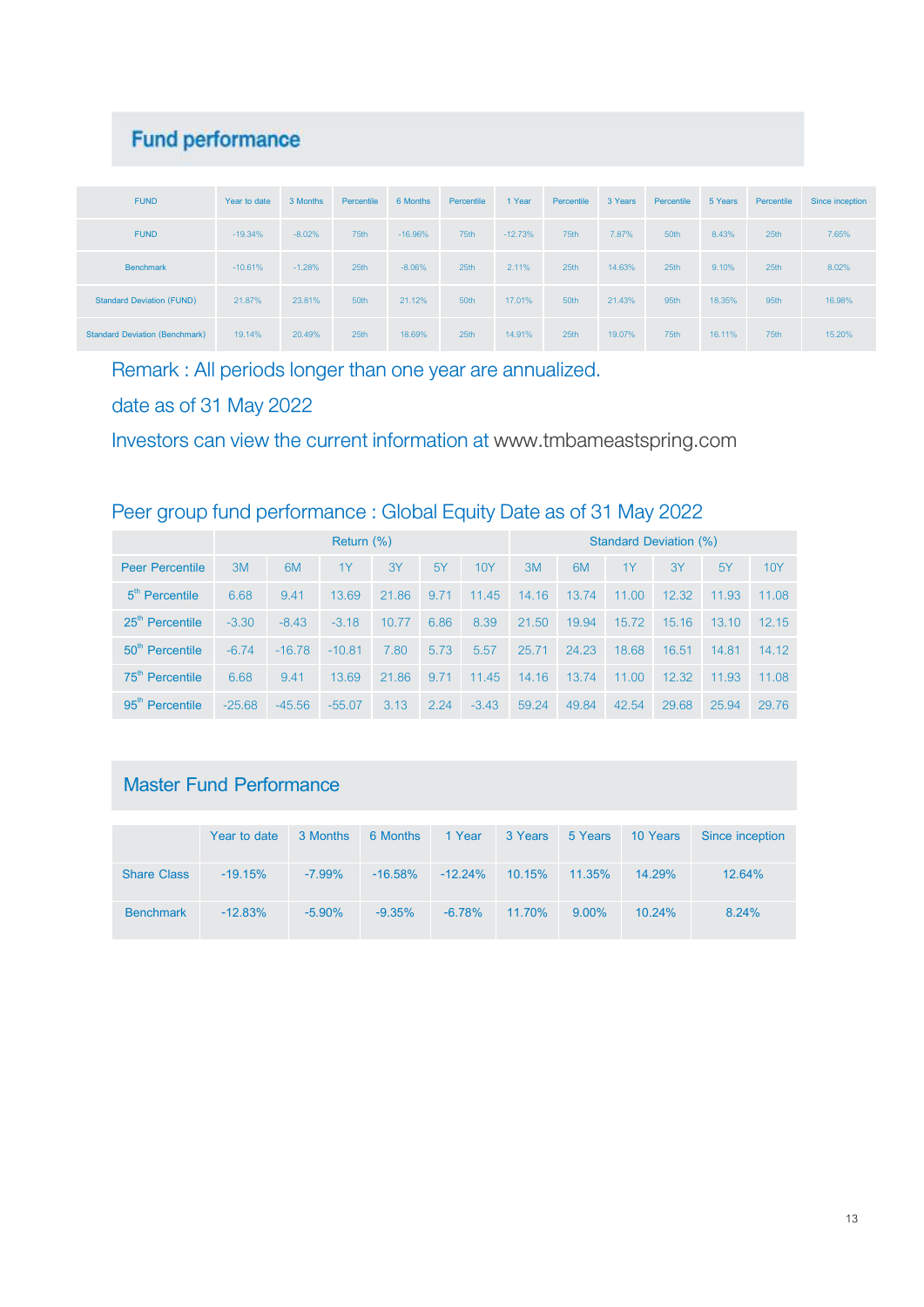## Fund performance

| FUND | Year to date | 3 Months | Percentile | 6 Months | Percentile | 1 Year | Percentile | 3 Years | Percentile | 5 Years | Percentile | Since inception |
|---|---|---|---|---|---|---|---|---|---|---|---|---|
| FUND | -19.34% | -8.02% | 75th | -16.96% | 75th | -12.73% | 75th | 7.87% | 50th | 8.43% | 25th | 7.65% |
| Benchmark | -10.61% | -1.28% | 25th | -8.06% | 25th | 2.11% | 25th | 14.63% | 25th | 9.10% | 25th | 8.02% |
| Standard Deviation (FUND) | 21.87% | 23.81% | 50th | 21.12% | 50th | 17.01% | 50th | 21.43% | 95th | 18.35% | 95th | 16.98% |
| Standard Deviation (Benchmark) | 19.14% | 20.49% | 25th | 18.69% | 25th | 14.91% | 25th | 19.07% | 75th | 16.11% | 75th | 15.20% |

Remark : All periods longer than one year are annualized.

date as of 31 May 2022

Investors can view the current information at www.tmbameastspring.com

Peer group fund performance : Global Equity Date as of 31 May 2022

| | Return (%) | | | | | | Standard Deviation (%) | | | | | |
|---|---|---|---|---|---|---|---|---|---|---|---|---|
| Peer Percentile | 3M | 6M | 1Y | 3Y | 5Y | 10Y | 3M | 6M | 1Y | 3Y | 5Y | 10Y |
| 5th Percentile | 6.68 | 9.41 | 13.69 | 21.86 | 9.71 | 11.45 | 14.16 | 13.74 | 11.00 | 12.32 | 11.93 | 11.08 |
| 25th Percentile | -3.30 | -8.43 | -3.18 | 10.77 | 6.86 | 8.39 | 21.50 | 19.94 | 15.72 | 15.16 | 13.10 | 12.15 |
| 50th Percentile | -6.74 | -16.78 | -10.81 | 7.80 | 5.73 | 5.57 | 25.71 | 24.23 | 18.68 | 16.51 | 14.81 | 14.12 |
| 75th Percentile | 6.68 | 9.41 | 13.69 | 21.86 | 9.71 | 11.45 | 14.16 | 13.74 | 11.00 | 12.32 | 11.93 | 11.08 |
| 95th Percentile | -25.68 | -45.56 | -55.07 | 3.13 | 2.24 | -3.43 | 59.24 | 49.84 | 42.54 | 29.68 | 25.94 | 29.76 |

## Master Fund Performance

| | Year to date | 3 Months | 6 Months | 1 Year | 3 Years | 5 Years | 10 Years | Since inception |
|---|---|---|---|---|---|---|---|---|
| Share Class | -19.15% | -7.99% | -16.58% | -12.24% | 10.15% | 11.35% | 14.29% | 12.64% |
| Benchmark | -12.83% | -5.90% | -9.35% | -6.78% | 11.70% | 9.00% | 10.24% | 8.24% |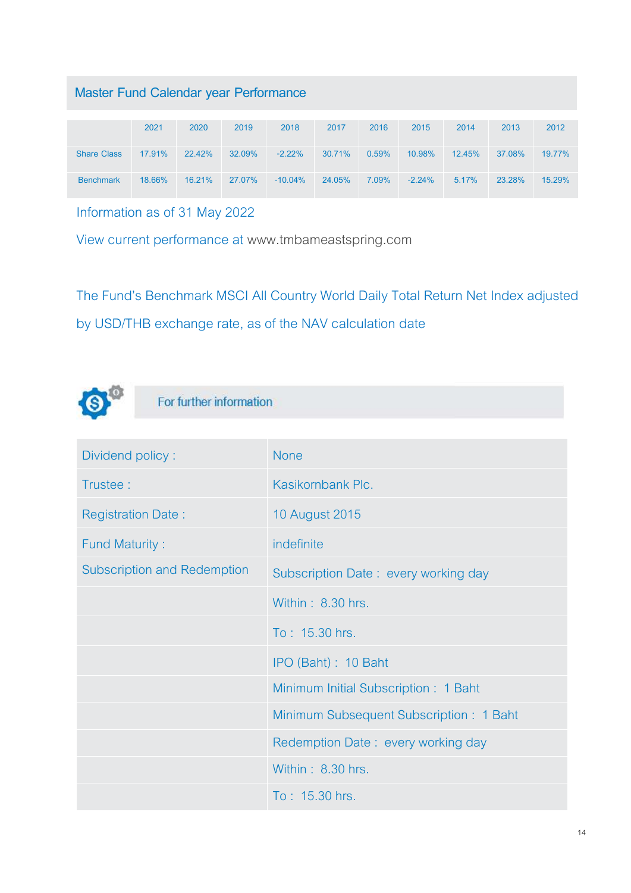## Master Fund Calendar year Performance

| | 2021 | 2020 | 2019 | 2018 | 2017 | 2016 | 2015 | 2014 | 2013 | 2012 |
|---|---|---|---|---|---|---|---|---|---|---|
| Share Class | 17.91% | 22.42% | 32.09% | -2.22% | 30.71% | 0.59% | 10.98% | 12.45% | 37.08% | 19.77% |
| Benchmark | 18.66% | 16.21% | 27.07% | -10.04% | 24.05% | 7.09% | -2.24% | 5.17% | 23.28% | 15.29% |

Information as of 31 May 2022

View current performance at www.tmbameastspring.com

The Fund's Benchmark MSCI All Country World Daily Total Return Net Index adjusted by USD/THB exchange rate, as of the NAV calculation date

## For further information

| | |
|---|---|
| Dividend policy : | None |
| Trustee : | Kasikornbank Plc. |
| Registration Date : | 10 August 2015 |
| Fund Maturity : | indefinite |
| Subscription and Redemption | Subscription Date : every working day |
| | Within : 8.30 hrs. |
| | To : 15.30 hrs. |
| | IPO (Baht) : 10 Baht |
| | Minimum Initial Subscription : 1 Baht |
| | Minimum Subsequent Subscription : 1 Baht |
| | Redemption Date : every working day |
| | Within : 8.30 hrs. |
| | To : 15.30 hrs. |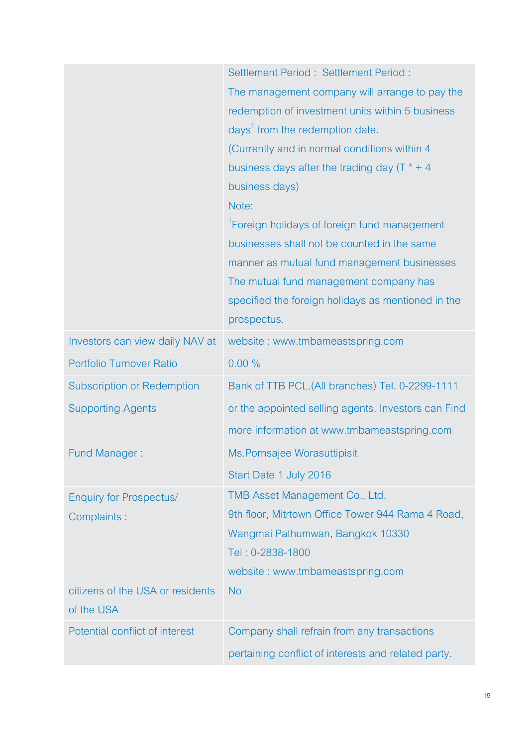| | |
|---|---|
| | Settlement Period : Settlement Period :<br>The management company will arrange to pay the redemption of investment units within 5 business days[1] from the redemption date.<br>(Currently and in normal conditions within 4 business days after the trading day (T * + 4 business days)<br>Note:<br>[1]Foreign holidays of foreign fund management businesses shall not be counted in the same manner as mutual fund management businesses The mutual fund management company has specified the foreign holidays as mentioned in the prospectus. |
| Investors can view daily NAV at | website : www.tmbameastspring.com |
| Portfolio Turnover Ratio | 0.00 % |
| Subscription or Redemption Supporting Agents | Bank of TTB PCL.(All branches) Tel. 0-2299-1111 or the appointed selling agents. Investors can Find more information at www.tmbameastspring.com |
| Fund Manager : | Ms.Pornsajee Worasuttipisit<br>Start Date 1 July 2016 |
| Enquiry for Prospectus/ Complaints : | TMB Asset Management Co., Ltd.<br>9th floor, Mitrtown Office Tower 944 Rama 4 Road, Wangmai Pathumwan, Bangkok 10330<br>Tel : 0-2838-1800<br>website : www.tmbameastspring.com |
| citizens of the USA or residents of the USA | No |
| Potential conflict of interest | Company shall refrain from any transactions pertaining conflict of interests and related party. |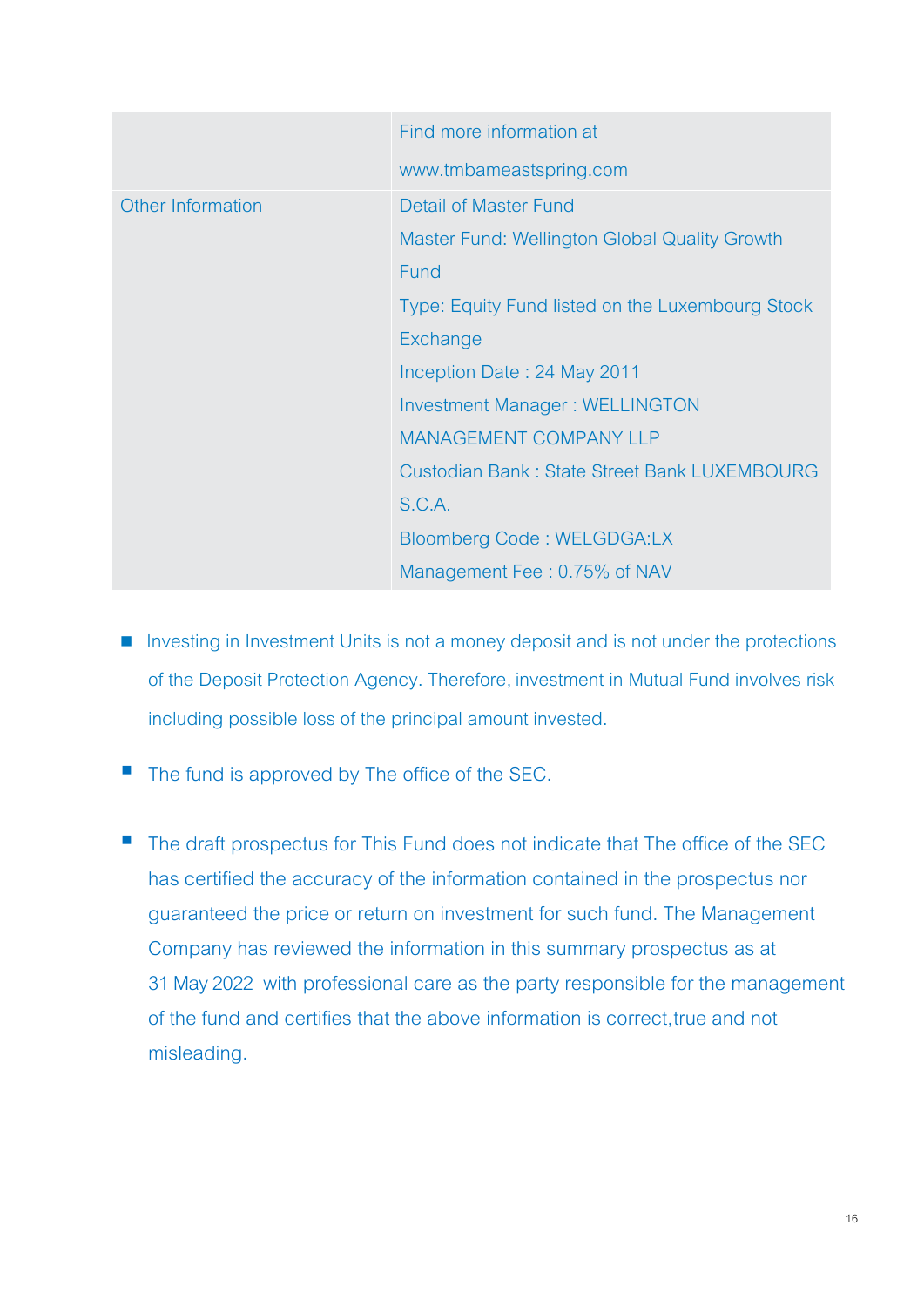| | |
|---|---|
| | Find more information at www.tmbameastspring.com |
| Other Information | Detail of Master Fund<br>Master Fund: Wellington Global Quality Growth Fund<br>Type: Equity Fund listed on the Luxembourg Stock Exchange<br>Inception Date : 24 May 2011<br>Investment Manager : WELLINGTON MANAGEMENT COMPANY LLP<br>Custodian Bank : State Street Bank LUXEMBOURG S.C.A.<br>Bloomberg Code : WELGDGA:LX<br>Management Fee : 0.75% of NAV |

- Investing in Investment Units is not a money deposit and is not under the protections of the Deposit Protection Agency. Therefore, investment in Mutual Fund involves risk including possible loss of the principal amount invested.
- The fund is approved by The office of the SEC.
- The draft prospectus for This Fund does not indicate that The office of the SEC has certified the accuracy of the information contained in the prospectus nor guaranteed the price or return on investment for such fund. The Management Company has reviewed the information in this summary prospectus as at 31 May 2022 with professional care as the party responsible for the management of the fund and certifies that the above information is correct,true and not misleading.